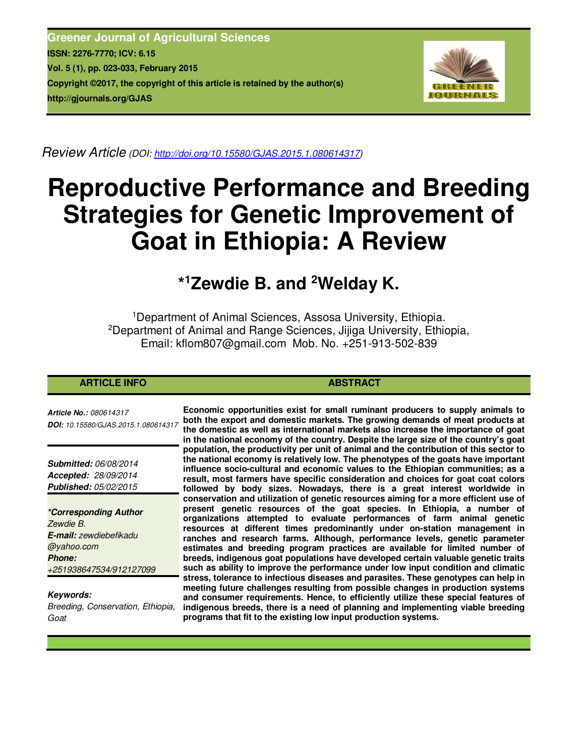**Greener Journal of Agricultural Sciences**
**ISSN: 2276-7770; ICV: 6.15**
**Vol. 5 (1), pp. 023-033, February 2015**
**Copyright ©2017, the copyright of this article is retained by the author(s)**
**http://gjournals.org/GJAS**

*Review Article* (DOI: http://doi.org/10.15580/GJAS.2015.1.080614317)

# Reproductive Performance and Breeding Strategies for Genetic Improvement of Goat in Ethiopia: A Review

## *[1]Zewdie B. and [2]Welday K.

[1]Department of Animal Sciences, Assosa University, Ethiopia.
[2]Department of Animal and Range Sciences, Jijiga University, Ethiopia,
Email: kflom807@gmail.com Mob. No. +251-913-502-839

**ARTICLE INFO**

***Article No.:*** *080614317*
***DOI:*** *10.15580/GJAS.2015.1.080614317*

***Submitted:*** *06/08/2014*
***Accepted:*** *28/09/2014*
***Published:*** *05/02/2015*

***\*Corresponding Author***
*Zewdie B.*
***E-mail:*** *zewdiebefikadu@yahoo.com*
***Phone:*** *+251938647534/912127099*

***Keywords:***
*Breeding, Conservation, Ethiopia, Goat*

**ABSTRACT**

**Economic opportunities exist for small ruminant producers to supply animals to both the export and domestic markets. The growing demands of meat products at the domestic as well as international markets also increase the importance of goat in the national economy of the country. Despite the large size of the country's goat population, the productivity per unit of animal and the contribution of this sector to the national economy is relatively low. The phenotypes of the goats have important influence socio-cultural and economic values to the Ethiopian communities; as a result, most farmers have specific consideration and choices for goat coat colors followed by body sizes. Nowadays, there is a great interest worldwide in conservation and utilization of genetic resources aiming for a more efficient use of present genetic resources of the goat species. In Ethiopia, a number of organizations attempted to evaluate performances of farm animal genetic resources at different times predominantly under on-station management in ranches and research farms. Although, performance levels, genetic parameter estimates and breeding program practices are available for limited number of breeds, indigenous goat populations have developed certain valuable genetic traits such as ability to improve the performance under low input condition and climatic stress, tolerance to infectious diseases and parasites. These genotypes can help in meeting future challenges resulting from possible changes in production systems and consumer requirements. Hence, to efficiently utilize these special features of indigenous breeds, there is a need of planning and implementing viable breeding programs that fit to the existing low input production systems.**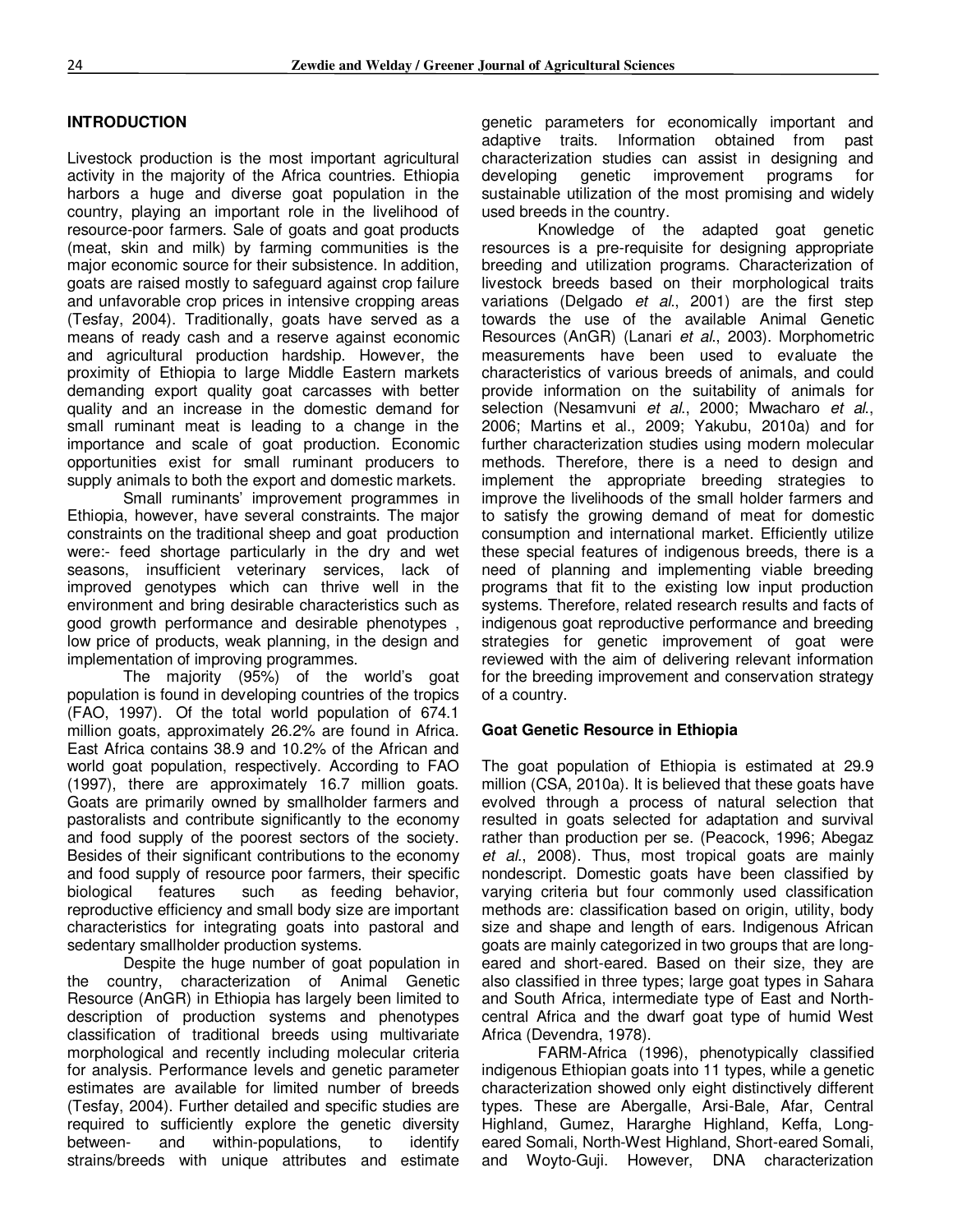## INTRODUCTION

Livestock production is the most important agricultural activity in the majority of the Africa countries. Ethiopia harbors a huge and diverse goat population in the country, playing an important role in the livelihood of resource-poor farmers. Sale of goats and goat products (meat, skin and milk) by farming communities is the major economic source for their subsistence. In addition, goats are raised mostly to safeguard against crop failure and unfavorable crop prices in intensive cropping areas (Tesfay, 2004). Traditionally, goats have served as a means of ready cash and a reserve against economic and agricultural production hardship. However, the proximity of Ethiopia to large Middle Eastern markets demanding export quality goat carcasses with better quality and an increase in the domestic demand for small ruminant meat is leading to a change in the importance and scale of goat production. Economic opportunities exist for small ruminant producers to supply animals to both the export and domestic markets.

Small ruminants' improvement programmes in Ethiopia, however, have several constraints. The major constraints on the traditional sheep and goat production were:- feed shortage particularly in the dry and wet seasons, insufficient veterinary services, lack of improved genotypes which can thrive well in the environment and bring desirable characteristics such as good growth performance and desirable phenotypes , low price of products, weak planning, in the design and implementation of improving programmes.

The majority (95%) of the world's goat population is found in developing countries of the tropics (FAO, 1997). Of the total world population of 674.1 million goats, approximately 26.2% are found in Africa. East Africa contains 38.9 and 10.2% of the African and world goat population, respectively. According to FAO (1997), there are approximately 16.7 million goats. Goats are primarily owned by smallholder farmers and pastoralists and contribute significantly to the economy and food supply of the poorest sectors of the society. Besides of their significant contributions to the economy and food supply of resource poor farmers, their specific biological features such as feeding behavior, reproductive efficiency and small body size are important characteristics for integrating goats into pastoral and sedentary smallholder production systems.

Despite the huge number of goat population in the country, characterization of Animal Genetic Resource (AnGR) in Ethiopia has largely been limited to description of production systems and phenotypes classification of traditional breeds using multivariate morphological and recently including molecular criteria for analysis. Performance levels and genetic parameter estimates are available for limited number of breeds (Tesfay, 2004). Further detailed and specific studies are required to sufficiently explore the genetic diversity between- and within-populations, to identify strains/breeds with unique attributes and estimate genetic parameters for economically important and adaptive traits. Information obtained from past characterization studies can assist in designing and developing genetic improvement programs for sustainable utilization of the most promising and widely used breeds in the country.

Knowledge of the adapted goat genetic resources is a pre-requisite for designing appropriate breeding and utilization programs. Characterization of livestock breeds based on their morphological traits variations (Delgado *et al*., 2001) are the first step towards the use of the available Animal Genetic Resources (AnGR) (Lanari *et al*., 2003). Morphometric measurements have been used to evaluate the characteristics of various breeds of animals, and could provide information on the suitability of animals for selection (Nesamvuni *et al*., 2000; Mwacharo *et al*., 2006; Martins et al., 2009; Yakubu, 2010a) and for further characterization studies using modern molecular methods. Therefore, there is a need to design and implement the appropriate breeding strategies to improve the livelihoods of the small holder farmers and to satisfy the growing demand of meat for domestic consumption and international market. Efficiently utilize these special features of indigenous breeds, there is a need of planning and implementing viable breeding programs that fit to the existing low input production systems. Therefore, related research results and facts of indigenous goat reproductive performance and breeding strategies for genetic improvement of goat were reviewed with the aim of delivering relevant information for the breeding improvement and conservation strategy of a country.

### Goat Genetic Resource in Ethiopia

The goat population of Ethiopia is estimated at 29.9 million (CSA, 2010a). It is believed that these goats have evolved through a process of natural selection that resulted in goats selected for adaptation and survival rather than production per se. (Peacock, 1996; Abegaz *et al*., 2008). Thus, most tropical goats are mainly nondescript. Domestic goats have been classified by varying criteria but four commonly used classification methods are: classification based on origin, utility, body size and shape and length of ears. Indigenous African goats are mainly categorized in two groups that are long-eared and short-eared. Based on their size, they are also classified in three types; large goat types in Sahara and South Africa, intermediate type of East and North-central Africa and the dwarf goat type of humid West Africa (Devendra, 1978).

FARM-Africa (1996), phenotypically classified indigenous Ethiopian goats into 11 types, while a genetic characterization showed only eight distinctively different types. These are Abergalle, Arsi-Bale, Afar, Central Highland, Gumez, Hararghe Highland, Keffa, Long-eared Somali, North-West Highland, Short-eared Somali, and Woyto-Guji. However, DNA characterization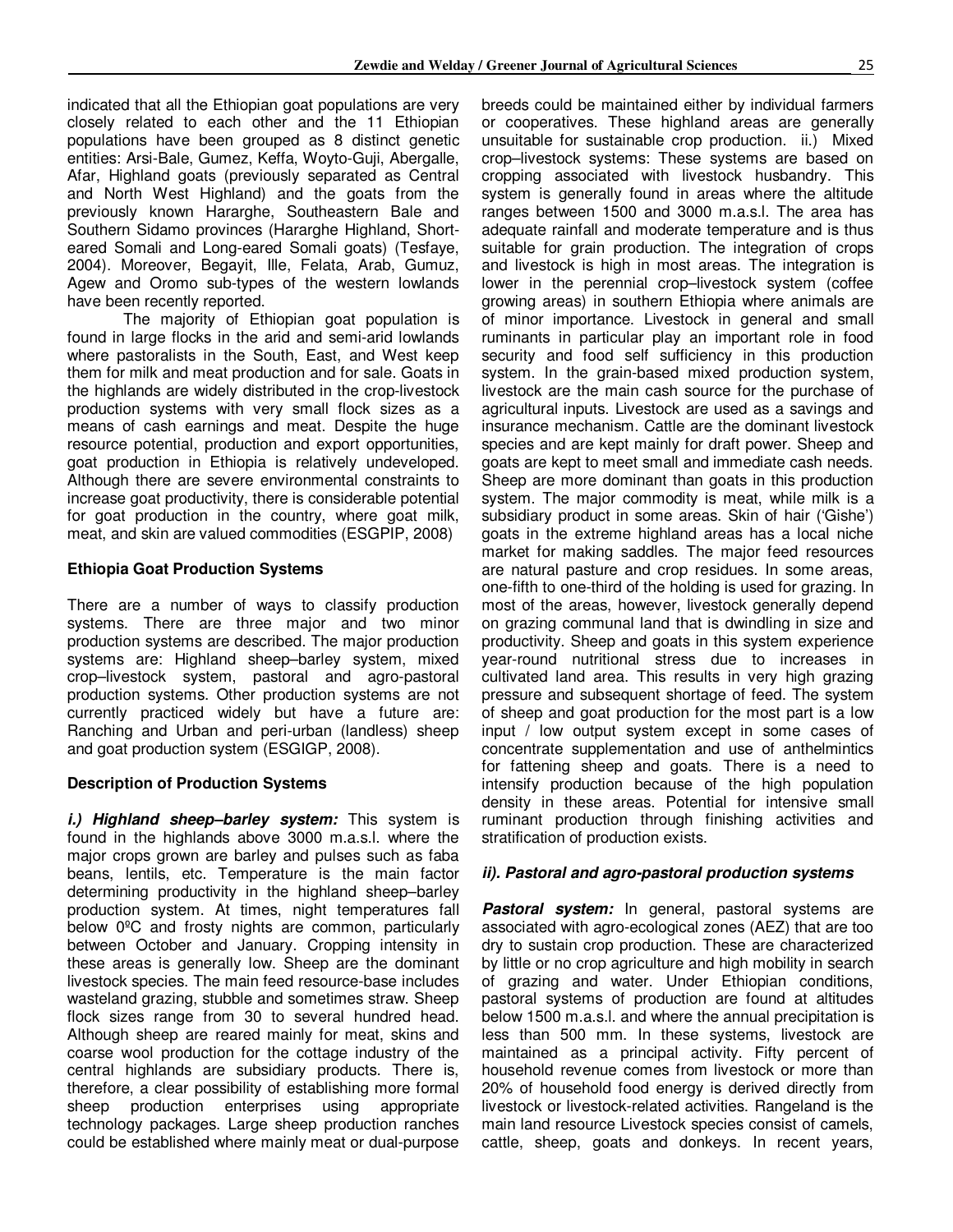indicated that all the Ethiopian goat populations are very closely related to each other and the 11 Ethiopian populations have been grouped as 8 distinct genetic entities: Arsi-Bale, Gumez, Keffa, Woyto-Guji, Abergalle, Afar, Highland goats (previously separated as Central and North West Highland) and the goats from the previously known Hararghe, Southeastern Bale and Southern Sidamo provinces (Hararghe Highland, Short-eared Somali and Long-eared Somali goats) (Tesfaye, 2004). Moreover, Begayit, Ille, Felata, Arab, Gumuz, Agew and Oromo sub-types of the western lowlands have been recently reported.

The majority of Ethiopian goat population is found in large flocks in the arid and semi-arid lowlands where pastoralists in the South, East, and West keep them for milk and meat production and for sale. Goats in the highlands are widely distributed in the crop-livestock production systems with very small flock sizes as a means of cash earnings and meat. Despite the huge resource potential, production and export opportunities, goat production in Ethiopia is relatively undeveloped. Although there are severe environmental constraints to increase goat productivity, there is considerable potential for goat production in the country, where goat milk, meat, and skin are valued commodities (ESGPIP, 2008)

### Ethiopia Goat Production Systems

There are a number of ways to classify production systems. There are three major and two minor production systems are described. The major production systems are: Highland sheep–barley system, mixed crop–livestock system, pastoral and agro-pastoral production systems. Other production systems are not currently practiced widely but have a future are: Ranching and Urban and peri-urban (landless) sheep and goat production system (ESGIGP, 2008).

### Description of Production Systems

***i.) Highland sheep–barley system:*** This system is found in the highlands above 3000 m.a.s.l. where the major crops grown are barley and pulses such as faba beans, lentils, etc. Temperature is the main factor determining productivity in the highland sheep–barley production system. At times, night temperatures fall below 0ºC and frosty nights are common, particularly between October and January. Cropping intensity in these areas is generally low. Sheep are the dominant livestock species. The main feed resource-base includes wasteland grazing, stubble and sometimes straw. Sheep flock sizes range from 30 to several hundred head. Although sheep are reared mainly for meat, skins and coarse wool production for the cottage industry of the central highlands are subsidiary products. There is, therefore, a clear possibility of establishing more formal sheep production enterprises using appropriate technology packages. Large sheep production ranches could be established where mainly meat or dual-purpose breeds could be maintained either by individual farmers or cooperatives. These highland areas are generally unsuitable for sustainable crop production. ii.) Mixed crop–livestock systems: These systems are based on cropping associated with livestock husbandry. This system is generally found in areas where the altitude ranges between 1500 and 3000 m.a.s.l. The area has adequate rainfall and moderate temperature and is thus suitable for grain production. The integration of crops and livestock is high in most areas. The integration is lower in the perennial crop–livestock system (coffee growing areas) in southern Ethiopia where animals are of minor importance. Livestock in general and small ruminants in particular play an important role in food security and food self sufficiency in this production system. In the grain-based mixed production system, livestock are the main cash source for the purchase of agricultural inputs. Livestock are used as a savings and insurance mechanism. Cattle are the dominant livestock species and are kept mainly for draft power. Sheep and goats are kept to meet small and immediate cash needs. Sheep are more dominant than goats in this production system. The major commodity is meat, while milk is a subsidiary product in some areas. Skin of hair ('Gishe') goats in the extreme highland areas has a local niche market for making saddles. The major feed resources are natural pasture and crop residues. In some areas, one-fifth to one-third of the holding is used for grazing. In most of the areas, however, livestock generally depend on grazing communal land that is dwindling in size and productivity. Sheep and goats in this system experience year-round nutritional stress due to increases in cultivated land area. This results in very high grazing pressure and subsequent shortage of feed. The system of sheep and goat production for the most part is a low input / low output system except in some cases of concentrate supplementation and use of anthelmintics for fattening sheep and goats. There is a need to intensify production because of the high population density in these areas. Potential for intensive small ruminant production through finishing activities and stratification of production exists.

#### *ii). Pastoral and agro-pastoral production systems*

***Pastoral system:*** In general, pastoral systems are associated with agro-ecological zones (AEZ) that are too dry to sustain crop production. These are characterized by little or no crop agriculture and high mobility in search of grazing and water. Under Ethiopian conditions, pastoral systems of production are found at altitudes below 1500 m.a.s.l. and where the annual precipitation is less than 500 mm. In these systems, livestock are maintained as a principal activity. Fifty percent of household revenue comes from livestock or more than 20% of household food energy is derived directly from livestock or livestock-related activities. Rangeland is the main land resource Livestock species consist of camels, cattle, sheep, goats and donkeys. In recent years,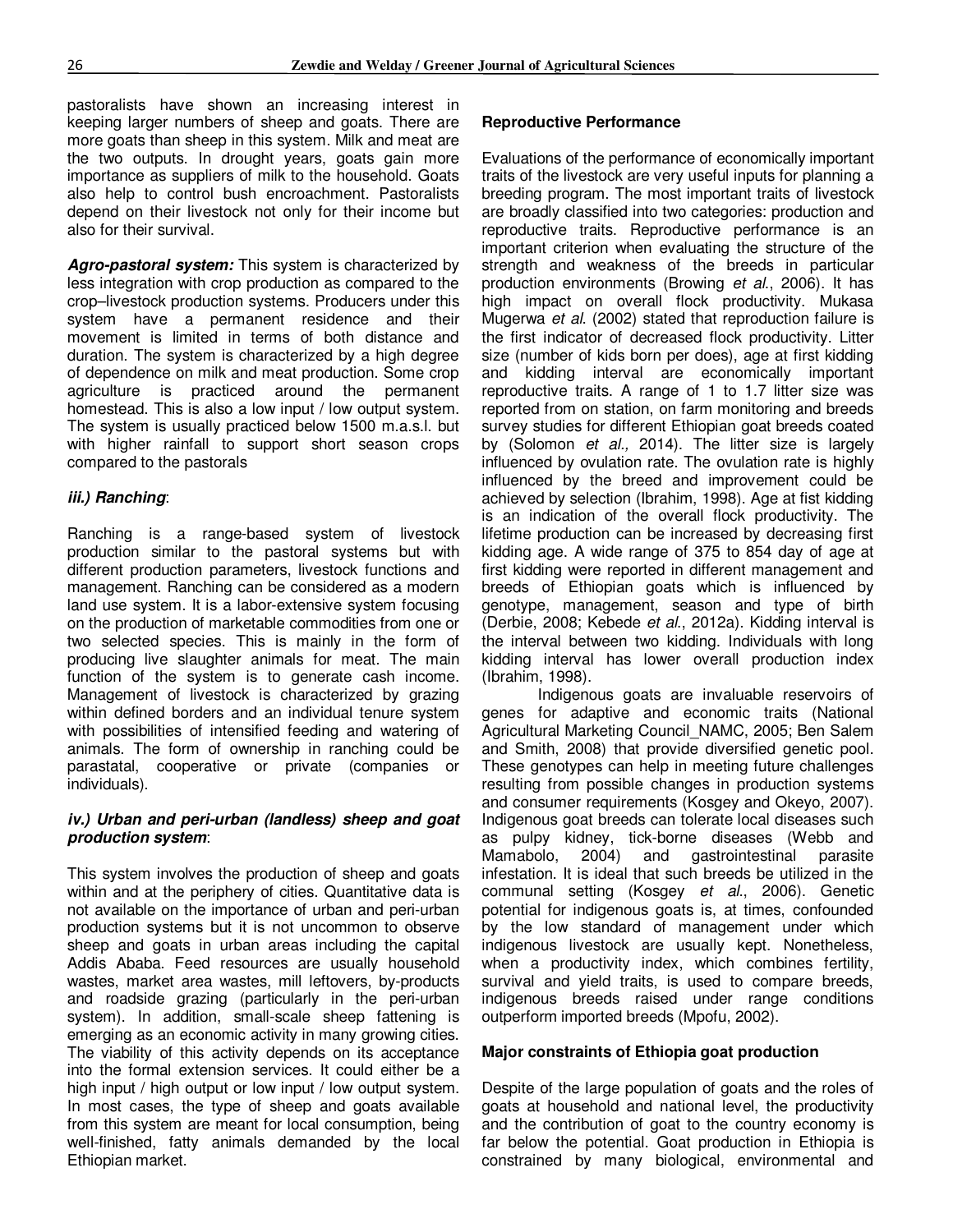pastoralists have shown an increasing interest in keeping larger numbers of sheep and goats. There are more goats than sheep in this system. Milk and meat are the two outputs. In drought years, goats gain more importance as suppliers of milk to the household. Goats also help to control bush encroachment. Pastoralists depend on their livestock not only for their income but also for their survival.

***Agro-pastoral system:*** This system is characterized by less integration with crop production as compared to the crop–livestock production systems. Producers under this system have a permanent residence and their movement is limited in terms of both distance and duration. The system is characterized by a high degree of dependence on milk and meat production. Some crop agriculture is practiced around the permanent homestead. This is also a low input / low output system. The system is usually practiced below 1500 m.a.s.l. but with higher rainfall to support short season crops compared to the pastorals

### *iii.) Ranching*:

Ranching is a range-based system of livestock production similar to the pastoral systems but with different production parameters, livestock functions and management. Ranching can be considered as a modern land use system. It is a labor-extensive system focusing on the production of marketable commodities from one or two selected species. This is mainly in the form of producing live slaughter animals for meat. The main function of the system is to generate cash income. Management of livestock is characterized by grazing within defined borders and an individual tenure system with possibilities of intensified feeding and watering of animals. The form of ownership in ranching could be parastatal, cooperative or private (companies or individuals).

### *iv.) Urban and peri-urban (landless) sheep and goat production system*:

This system involves the production of sheep and goats within and at the periphery of cities. Quantitative data is not available on the importance of urban and peri-urban production systems but it is not uncommon to observe sheep and goats in urban areas including the capital Addis Ababa. Feed resources are usually household wastes, market area wastes, mill leftovers, by-products and roadside grazing (particularly in the peri-urban system). In addition, small-scale sheep fattening is emerging as an economic activity in many growing cities. The viability of this activity depends on its acceptance into the formal extension services. It could either be a high input / high output or low input / low output system. In most cases, the type of sheep and goats available from this system are meant for local consumption, being well-finished, fatty animals demanded by the local Ethiopian market.

## Reproductive Performance

Evaluations of the performance of economically important traits of the livestock are very useful inputs for planning a breeding program. The most important traits of livestock are broadly classified into two categories: production and reproductive traits. Reproductive performance is an important criterion when evaluating the structure of the strength and weakness of the breeds in particular production environments (Browing *et al*., 2006). It has high impact on overall flock productivity. Mukasa Mugerwa *et al*. (2002) stated that reproduction failure is the first indicator of decreased flock productivity. Litter size (number of kids born per does), age at first kidding and kidding interval are economically important reproductive traits. A range of 1 to 1.7 litter size was reported from on station, on farm monitoring and breeds survey studies for different Ethiopian goat breeds coated by (Solomon *et al.,* 2014). The litter size is largely influenced by ovulation rate. The ovulation rate is highly influenced by the breed and improvement could be achieved by selection (Ibrahim, 1998). Age at fist kidding is an indication of the overall flock productivity. The lifetime production can be increased by decreasing first kidding age. A wide range of 375 to 854 day of age at first kidding were reported in different management and breeds of Ethiopian goats which is influenced by genotype, management, season and type of birth (Derbie, 2008; Kebede *et al*., 2012a). Kidding interval is the interval between two kidding. Individuals with long kidding interval has lower overall production index (Ibrahim, 1998).

Indigenous goats are invaluable reservoirs of genes for adaptive and economic traits (National Agricultural Marketing Council_NAMC, 2005; Ben Salem and Smith, 2008) that provide diversified genetic pool. These genotypes can help in meeting future challenges resulting from possible changes in production systems and consumer requirements (Kosgey and Okeyo, 2007). Indigenous goat breeds can tolerate local diseases such as pulpy kidney, tick-borne diseases (Webb and Mamabolo, 2004) and gastrointestinal parasite infestation. It is ideal that such breeds be utilized in the communal setting (Kosgey *et al*., 2006). Genetic potential for indigenous goats is, at times, confounded by the low standard of management under which indigenous livestock are usually kept. Nonetheless, when a productivity index, which combines fertility, survival and yield traits, is used to compare breeds, indigenous breeds raised under range conditions outperform imported breeds (Mpofu, 2002).

## Major constraints of Ethiopia goat production

Despite of the large population of goats and the roles of goats at household and national level, the productivity and the contribution of goat to the country economy is far below the potential. Goat production in Ethiopia is constrained by many biological, environmental and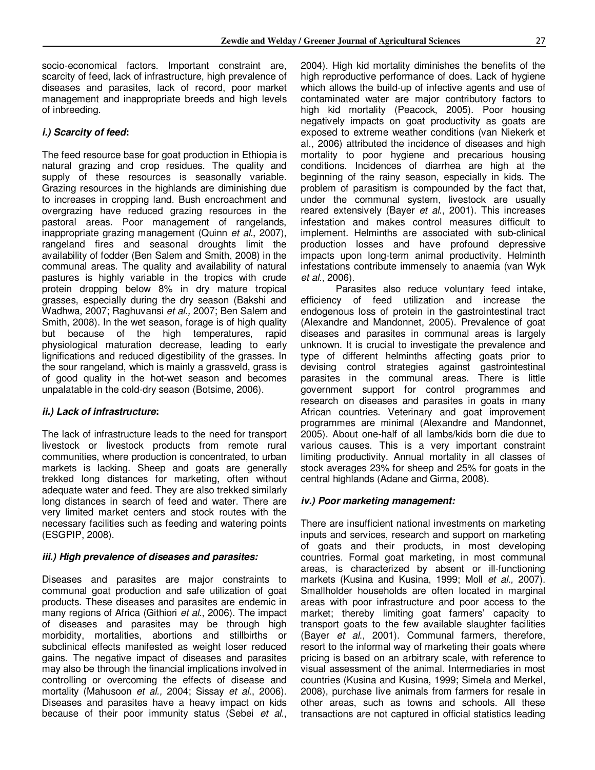socio-economical factors. Important constraint are, scarcity of feed, lack of infrastructure, high prevalence of diseases and parasites, lack of record, poor market management and inappropriate breeds and high levels of inbreeding.

***i.) Scarcity of feed*:**

The feed resource base for goat production in Ethiopia is natural grazing and crop residues. The quality and supply of these resources is seasonally variable. Grazing resources in the highlands are diminishing due to increases in cropping land. Bush encroachment and overgrazing have reduced grazing resources in the pastoral areas. Poor management of rangelands, inappropriate grazing management (Quinn *et al*., 2007), rangeland fires and seasonal droughts limit the availability of fodder (Ben Salem and Smith, 2008) in the communal areas. The quality and availability of natural pastures is highly variable in the tropics with crude protein dropping below 8% in dry mature tropical grasses, especially during the dry season (Bakshi and Wadhwa, 2007; Raghuvansi *et al.,* 2007; Ben Salem and Smith, 2008). In the wet season, forage is of high quality but because of the high temperatures, rapid physiological maturation decrease, leading to early lignifications and reduced digestibility of the grasses. In the sour rangeland, which is mainly a grassveld, grass is of good quality in the hot-wet season and becomes unpalatable in the cold-dry season (Botsime, 2006).

***ii.) Lack of infrastructure*:**

The lack of infrastructure leads to the need for transport livestock or livestock products from remote rural communities, where production is concentrated, to urban markets is lacking. Sheep and goats are generally trekked long distances for marketing, often without adequate water and feed. They are also trekked similarly long distances in search of feed and water. There are very limited market centers and stock routes with the necessary facilities such as feeding and watering points (ESGPIP, 2008).

***iii.) High prevalence of diseases and parasites:***

Diseases and parasites are major constraints to communal goat production and safe utilization of goat products. These diseases and parasites are endemic in many regions of Africa (Githiori *et al*., 2006). The impact of diseases and parasites may be through high morbidity, mortalities, abortions and stillbirths or subclinical effects manifested as weight loser reduced gains. The negative impact of diseases and parasites may also be through the financial implications involved in controlling or overcoming the effects of disease and mortality (Mahusoon *et al.,* 2004; Sissay *et al*., 2006). Diseases and parasites have a heavy impact on kids because of their poor immunity status (Sebei *et al*., 2004). High kid mortality diminishes the benefits of the high reproductive performance of does. Lack of hygiene which allows the build-up of infective agents and use of contaminated water are major contributory factors to high kid mortality (Peacock, 2005). Poor housing negatively impacts on goat productivity as goats are exposed to extreme weather conditions (van Niekerk et al., 2006) attributed the incidence of diseases and high mortality to poor hygiene and precarious housing conditions. Incidences of diarrhea are high at the beginning of the rainy season, especially in kids. The problem of parasitism is compounded by the fact that, under the communal system, livestock are usually reared extensively (Bayer *et al*., 2001). This increases infestation and makes control measures difficult to implement. Helminths are associated with sub-clinical production losses and have profound depressive impacts upon long-term animal productivity. Helminth infestations contribute immensely to anaemia (van Wyk *et al.,* 2006).

Parasites also reduce voluntary feed intake, efficiency of feed utilization and increase the endogenous loss of protein in the gastrointestinal tract (Alexandre and Mandonnet, 2005). Prevalence of goat diseases and parasites in communal areas is largely unknown. It is crucial to investigate the prevalence and type of different helminths affecting goats prior to devising control strategies against gastrointestinal parasites in the communal areas. There is little government support for control programmes and research on diseases and parasites in goats in many African countries. Veterinary and goat improvement programmes are minimal (Alexandre and Mandonnet, 2005). About one-half of all lambs/kids born die due to various causes. This is a very important constraint limiting productivity. Annual mortality in all classes of stock averages 23% for sheep and 25% for goats in the central highlands (Adane and Girma, 2008).

***iv.) Poor marketing management:***

There are insufficient national investments on marketing inputs and services, research and support on marketing of goats and their products, in most developing countries. Formal goat marketing, in most communal areas, is characterized by absent or ill-functioning markets (Kusina and Kusina, 1999; Moll *et al.,* 2007). Smallholder households are often located in marginal areas with poor infrastructure and poor access to the market; thereby limiting goat farmers' capacity to transport goats to the few available slaughter facilities (Bayer *et al*., 2001). Communal farmers, therefore, resort to the informal way of marketing their goats where pricing is based on an arbitrary scale, with reference to visual assessment of the animal. Intermediaries in most countries (Kusina and Kusina, 1999; Simela and Merkel, 2008), purchase live animals from farmers for resale in other areas, such as towns and schools. All these transactions are not captured in official statistics leading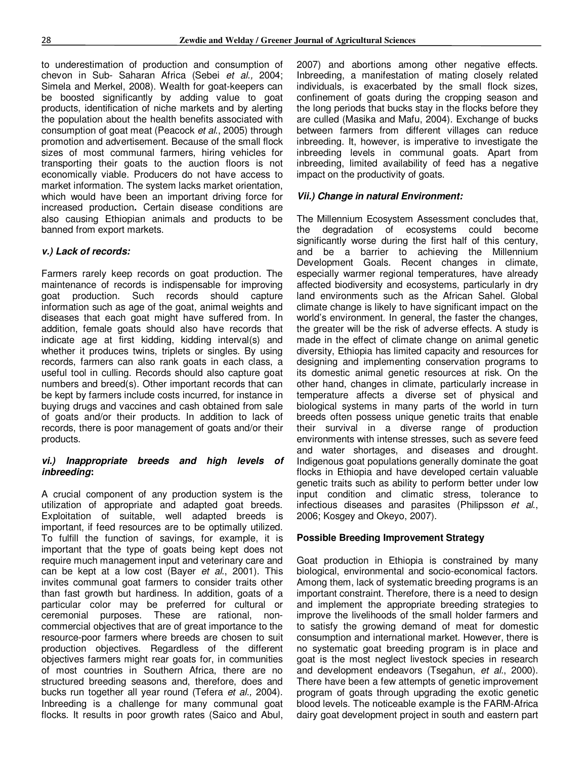to underestimation of production and consumption of chevon in Sub- Saharan Africa (Sebei *et al.,* 2004; Simela and Merkel, 2008). Wealth for goat-keepers can be boosted significantly by adding value to goat products, identification of niche markets and by alerting the population about the health benefits associated with consumption of goat meat (Peacock *et al*., 2005) through promotion and advertisement. Because of the small flock sizes of most communal farmers, hiring vehicles for transporting their goats to the auction floors is not economically viable. Producers do not have access to market information. The system lacks market orientation, which would have been an important driving force for increased production**.** Certain disease conditions are also causing Ethiopian animals and products to be banned from export markets.

### *v.) Lack of records:*

Farmers rarely keep records on goat production. The maintenance of records is indispensable for improving goat production. Such records should capture information such as age of the goat, animal weights and diseases that each goat might have suffered from. In addition, female goats should also have records that indicate age at first kidding, kidding interval(s) and whether it produces twins, triplets or singles. By using records, farmers can also rank goats in each class, a useful tool in culling. Records should also capture goat numbers and breed(s). Other important records that can be kept by farmers include costs incurred, for instance in buying drugs and vaccines and cash obtained from sale of goats and/or their products. In addition to lack of records, there is poor management of goats and/or their products.

### *vi.) Inappropriate breeds and high levels of inbreeding***:**

A crucial component of any production system is the utilization of appropriate and adapted goat breeds. Exploitation of suitable, well adapted breeds is important, if feed resources are to be optimally utilized. To fulfill the function of savings, for example, it is important that the type of goats being kept does not require much management input and veterinary care and can be kept at a low cost (Bayer *et al*., 2001). This invites communal goat farmers to consider traits other than fast growth but hardiness. In addition, goats of a particular color may be preferred for cultural or ceremonial purposes. These are rational, non-commercial objectives that are of great importance to the resource-poor farmers where breeds are chosen to suit production objectives. Regardless of the different objectives farmers might rear goats for, in communities of most countries in Southern Africa, there are no structured breeding seasons and, therefore, does and bucks run together all year round (Tefera *et al.,* 2004). Inbreeding is a challenge for many communal goat flocks. It results in poor growth rates (Saico and Abul, 2007) and abortions among other negative effects. Inbreeding, a manifestation of mating closely related individuals, is exacerbated by the small flock sizes, confinement of goats during the cropping season and the long periods that bucks stay in the flocks before they are culled (Masika and Mafu, 2004). Exchange of bucks between farmers from different villages can reduce inbreeding. It, however, is imperative to investigate the inbreeding levels in communal goats. Apart from inbreeding, limited availability of feed has a negative impact on the productivity of goats.

### *Vii.) Change in natural Environment:*

The Millennium Ecosystem Assessment concludes that, the degradation of ecosystems could become significantly worse during the first half of this century, and be a barrier to achieving the Millennium Development Goals. Recent changes in climate, especially warmer regional temperatures, have already affected biodiversity and ecosystems, particularly in dry land environments such as the African Sahel. Global climate change is likely to have significant impact on the world's environment. In general, the faster the changes, the greater will be the risk of adverse effects. A study is made in the effect of climate change on animal genetic diversity, Ethiopia has limited capacity and resources for designing and implementing conservation programs to its domestic animal genetic resources at risk. On the other hand, changes in climate, particularly increase in temperature affects a diverse set of physical and biological systems in many parts of the world in turn breeds often possess unique genetic traits that enable their survival in a diverse range of production environments with intense stresses, such as severe feed and water shortages, and diseases and drought. Indigenous goat populations generally dominate the goat flocks in Ethiopia and have developed certain valuable genetic traits such as ability to perform better under low input condition and climatic stress, tolerance to infectious diseases and parasites (Philipsson *et al*., 2006; Kosgey and Okeyo, 2007).

## Possible Breeding Improvement Strategy

Goat production in Ethiopia is constrained by many biological, environmental and socio-economical factors. Among them, lack of systematic breeding programs is an important constraint. Therefore, there is a need to design and implement the appropriate breeding strategies to improve the livelihoods of the small holder farmers and to satisfy the growing demand of meat for domestic consumption and international market. However, there is no systematic goat breeding program is in place and goat is the most neglect livestock species in research and development endeavors (Tsegahun, *et al*., 2000). There have been a few attempts of genetic improvement program of goats through upgrading the exotic genetic blood levels. The noticeable example is the FARM-Africa dairy goat development project in south and eastern part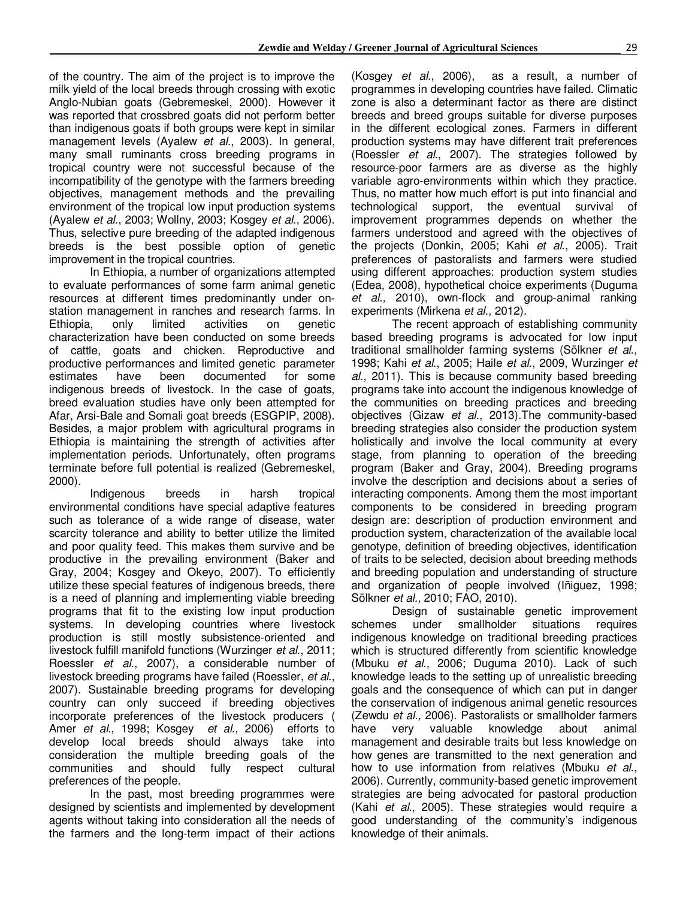of the country. The aim of the project is to improve the milk yield of the local breeds through crossing with exotic Anglo-Nubian goats (Gebremeskel, 2000). However it was reported that crossbred goats did not perform better than indigenous goats if both groups were kept in similar management levels (Ayalew *et al*., 2003). In general, many small ruminants cross breeding programs in tropical country were not successful because of the incompatibility of the genotype with the farmers breeding objectives, management methods and the prevailing environment of the tropical low input production systems (Ayalew *et al*., 2003; Wollny, 2003; Kosgey *et al*., 2006). Thus, selective pure breeding of the adapted indigenous breeds is the best possible option of genetic improvement in the tropical countries.

In Ethiopia, a number of organizations attempted to evaluate performances of some farm animal genetic resources at different times predominantly under on-station management in ranches and research farms. In Ethiopia, only limited activities on genetic characterization have been conducted on some breeds of cattle, goats and chicken. Reproductive and productive performances and limited genetic parameter estimates have been documented for some indigenous breeds of livestock. In the case of goats, breed evaluation studies have only been attempted for Afar, Arsi-Bale and Somali goat breeds (ESGPIP, 2008). Besides, a major problem with agricultural programs in Ethiopia is maintaining the strength of activities after implementation periods. Unfortunately, often programs terminate before full potential is realized (Gebremeskel, 2000).

Indigenous breeds in harsh tropical environmental conditions have special adaptive features such as tolerance of a wide range of disease, water scarcity tolerance and ability to better utilize the limited and poor quality feed. This makes them survive and be productive in the prevailing environment (Baker and Gray, 2004; Kosgey and Okeyo, 2007). To efficiently utilize these special features of indigenous breeds, there is a need of planning and implementing viable breeding programs that fit to the existing low input production systems. In developing countries where livestock production is still mostly subsistence-oriented and livestock fulfill manifold functions (Wurzinger *et al*., 2011; Roessler *et al*., 2007), a considerable number of livestock breeding programs have failed (Roessler, *et al*., 2007). Sustainable breeding programs for developing country can only succeed if breeding objectives incorporate preferences of the livestock producers ( Amer *et al*., 1998; Kosgey *et al*., 2006) efforts to develop local breeds should always take into consideration the multiple breeding goals of the communities and should fully respect cultural preferences of the people.

In the past, most breeding programmes were designed by scientists and implemented by development agents without taking into consideration all the needs of the farmers and the long-term impact of their actions (Kosgey *et al*., 2006), as a result, a number of programmes in developing countries have failed. Climatic zone is also a determinant factor as there are distinct breeds and breed groups suitable for diverse purposes in the different ecological zones. Farmers in different production systems may have different trait preferences (Roessler *et al*., 2007). The strategies followed by resource-poor farmers are as diverse as the highly variable agro-environments within which they practice. Thus, no matter how much effort is put into financial and technological support, the eventual survival of improvement programmes depends on whether the farmers understood and agreed with the objectives of the projects (Donkin, 2005; Kahi *et al*., 2005). Trait preferences of pastoralists and farmers were studied using different approaches: production system studies (Edea, 2008), hypothetical choice experiments (Duguma *et al.,* 2010), own-flock and group-animal ranking experiments (Mirkena *et al.,* 2012).

The recent approach of establishing community based breeding programs is advocated for low input traditional smallholder farming systems (Sölkner *et al*., 1998; Kahi *et al*., 2005; Haile *et al*., 2009, Wurzinger *et al*., 2011). This is because community based breeding programs take into account the indigenous knowledge of the communities on breeding practices and breeding objectives (Gizaw *et al*., 2013).The community-based breeding strategies also consider the production system holistically and involve the local community at every stage, from planning to operation of the breeding program (Baker and Gray, 2004). Breeding programs involve the description and decisions about a series of interacting components. Among them the most important components to be considered in breeding program design are: description of production environment and production system, characterization of the available local genotype, definition of breeding objectives, identification of traits to be selected, decision about breeding methods and breeding population and understanding of structure and organization of people involved (Iñiguez, 1998; Sölkner *et al.,* 2010; FAO, 2010).

Design of sustainable genetic improvement schemes under smallholder situations requires indigenous knowledge on traditional breeding practices which is structured differently from scientific knowledge (Mbuku *et al*., 2006; Duguma 2010). Lack of such knowledge leads to the setting up of unrealistic breeding goals and the consequence of which can put in danger the conservation of indigenous animal genetic resources (Zewdu *et al.,* 2006). Pastoralists or smallholder farmers have very valuable knowledge about animal management and desirable traits but less knowledge on how genes are transmitted to the next generation and how to use information from relatives (Mbuku *et al*., 2006). Currently, community-based genetic improvement strategies are being advocated for pastoral production (Kahi *et al*., 2005). These strategies would require a good understanding of the community's indigenous knowledge of their animals.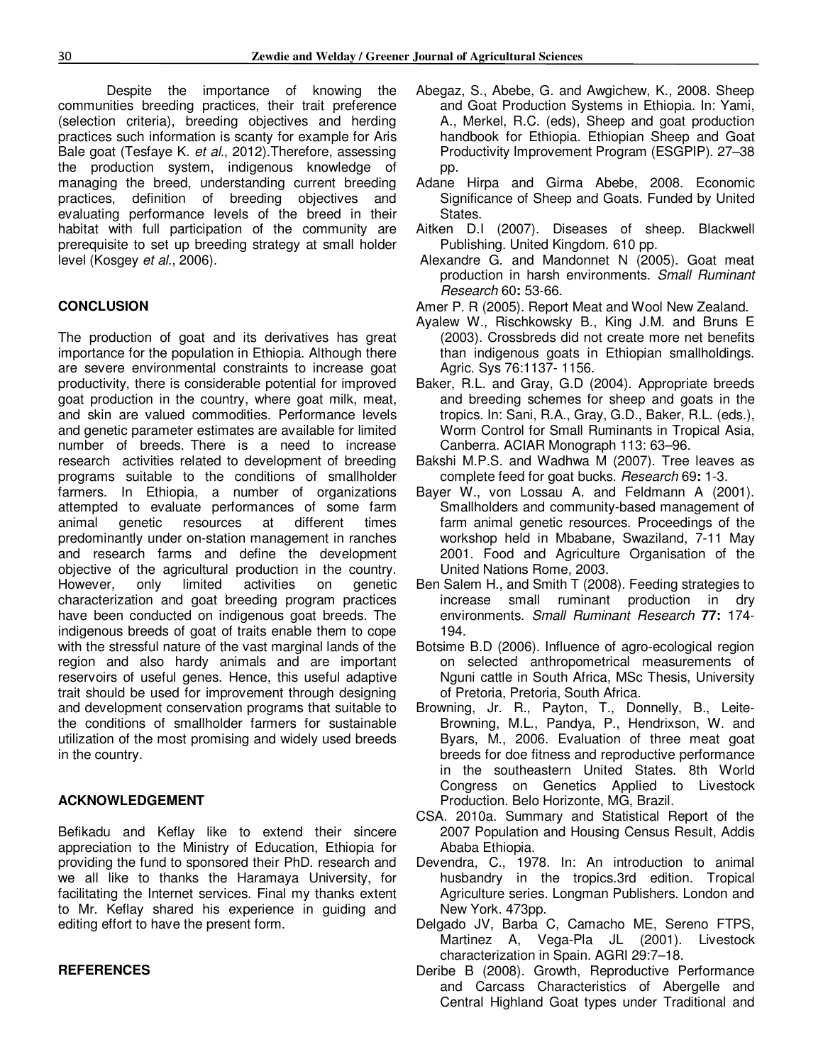Despite the importance of knowing the communities breeding practices, their trait preference (selection criteria), breeding objectives and herding practices such information is scanty for example for Aris Bale goat (Tesfaye K. *et al*., 2012).Therefore, assessing the production system, indigenous knowledge of managing the breed, understanding current breeding practices, definition of breeding objectives and evaluating performance levels of the breed in their habitat with full participation of the community are prerequisite to set up breeding strategy at small holder level (Kosgey *et al*., 2006).

## CONCLUSION

The production of goat and its derivatives has great importance for the population in Ethiopia. Although there are severe environmental constraints to increase goat productivity, there is considerable potential for improved goat production in the country, where goat milk, meat, and skin are valued commodities. Performance levels and genetic parameter estimates are available for limited number of breeds. There is a need to increase research activities related to development of breeding programs suitable to the conditions of smallholder farmers. In Ethiopia, a number of organizations attempted to evaluate performances of some farm animal genetic resources at different times predominantly under on-station management in ranches and research farms and define the development objective of the agricultural production in the country. However, only limited activities on genetic characterization and goat breeding program practices have been conducted on indigenous goat breeds. The indigenous breeds of goat of traits enable them to cope with the stressful nature of the vast marginal lands of the region and also hardy animals and are important reservoirs of useful genes. Hence, this useful adaptive trait should be used for improvement through designing and development conservation programs that suitable to the conditions of smallholder farmers for sustainable utilization of the most promising and widely used breeds in the country.

## ACKNOWLEDGEMENT

Befikadu and Keflay like to extend their sincere appreciation to the Ministry of Education, Ethiopia for providing the fund to sponsored their PhD. research and we all like to thanks the Haramaya University, for facilitating the Internet services. Final my thanks extent to Mr. Keflay shared his experience in guiding and editing effort to have the present form.

## REFERENCES

Abegaz, S., Abebe, G. and Awgichew, K., 2008. Sheep and Goat Production Systems in Ethiopia. In: Yami, A., Merkel, R.C. (eds), Sheep and goat production handbook for Ethiopia. Ethiopian Sheep and Goat Productivity Improvement Program (ESGPIP). 27–38 pp.

Adane Hirpa and Girma Abebe, 2008. Economic Significance of Sheep and Goats. Funded by United States.

Aitken D.I (2007). Diseases of sheep. Blackwell Publishing. United Kingdom. 610 pp.

Alexandre G. and Mandonnet N (2005). Goat meat production in harsh environments. *Small Ruminant Research* 60**:** 53-66.

Amer P. R (2005). Report Meat and Wool New Zealand.

Ayalew W., Rischkowsky B., King J.M. and Bruns E (2003). Crossbreds did not create more net benefits than indigenous goats in Ethiopian smallholdings. Agric. Sys 76:1137- 1156.

Baker, R.L. and Gray, G.D (2004). Appropriate breeds and breeding schemes for sheep and goats in the tropics. In: Sani, R.A., Gray, G.D., Baker, R.L. (eds.), Worm Control for Small Ruminants in Tropical Asia, Canberra. ACIAR Monograph 113: 63–96.

Bakshi M.P.S. and Wadhwa M (2007). Tree leaves as complete feed for goat bucks. *Research* 69**:** 1-3.

Bayer W., von Lossau A. and Feldmann A (2001). Smallholders and community-based management of farm animal genetic resources. Proceedings of the workshop held in Mbabane, Swaziland, 7-11 May 2001. Food and Agriculture Organisation of the United Nations Rome, 2003.

Ben Salem H., and Smith T (2008). Feeding strategies to increase small ruminant production in dry environments. *Small Ruminant Research* **77:** 174-194.

Botsime B.D (2006). Influence of agro-ecological region on selected anthropometrical measurements of Nguni cattle in South Africa, MSc Thesis, University of Pretoria, Pretoria, South Africa.

Browning, Jr. R., Payton, T., Donnelly, B., Leite-Browning, M.L., Pandya, P., Hendrixson, W. and Byars, M., 2006. Evaluation of three meat goat breeds for doe fitness and reproductive performance in the southeastern United States. 8th World Congress on Genetics Applied to Livestock Production. Belo Horizonte, MG, Brazil.

CSA. 2010a. Summary and Statistical Report of the 2007 Population and Housing Census Result, Addis Ababa Ethiopia.

Devendra, C., 1978. In: An introduction to animal husbandry in the tropics.3rd edition. Tropical Agriculture series. Longman Publishers. London and New York. 473pp.

Delgado JV, Barba C, Camacho ME, Sereno FTPS, Martinez A, Vega-Pla JL (2001). Livestock characterization in Spain. AGRI 29:7–18.

Deribe B (2008). Growth, Reproductive Performance and Carcass Characteristics of Abergelle and Central Highland Goat types under Traditional and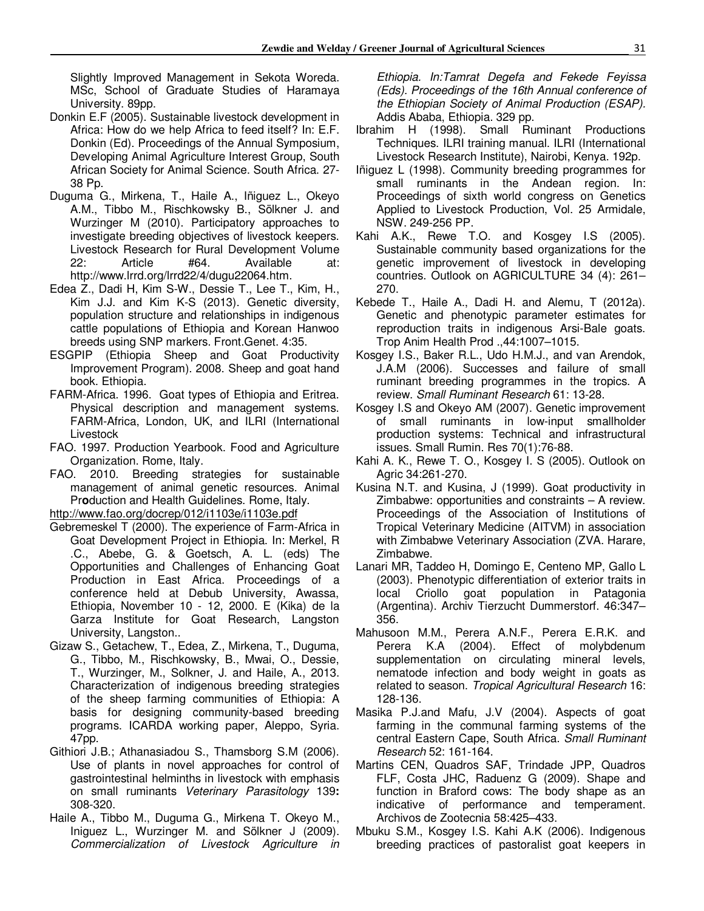Slightly Improved Management in Sekota Woreda. MSc, School of Graduate Studies of Haramaya University. 89pp.

Donkin E.F (2005). Sustainable livestock development in Africa: How do we help Africa to feed itself? In: E.F. Donkin (Ed). Proceedings of the Annual Symposium, Developing Animal Agriculture Interest Group, South African Society for Animal Science. South Africa. 27-38 Pp.

Duguma G., Mirkena, T., Haile A., Iñiguez L., Okeyo A.M., Tibbo M., Rischkowsky B., Sölkner J. and Wurzinger M (2010). Participatory approaches to investigate breeding objectives of livestock keepers. Livestock Research for Rural Development Volume 22: Article #64. Available at: http://www.lrrd.org/lrrd22/4/dugu22064.htm.

Edea Z., Dadi H, Kim S-W., Dessie T., Lee T., Kim, H., Kim J.J. and Kim K-S (2013). Genetic diversity, population structure and relationships in indigenous cattle populations of Ethiopia and Korean Hanwoo breeds using SNP markers. Front.Genet. 4:35.

ESGPIP (Ethiopia Sheep and Goat Productivity Improvement Program). 2008. Sheep and goat hand book. Ethiopia.

FARM-Africa. 1996. Goat types of Ethiopia and Eritrea. Physical description and management systems. FARM-Africa, London, UK, and ILRI (International Livestock

FAO. 1997. Production Yearbook. Food and Agriculture Organization. Rome, Italy.

FAO. 2010. Breeding strategies for sustainable management of animal genetic resources. Animal Pr**o**duction and Health Guidelines. Rome, Italy. http://www.fao.org/docrep/012/i1103e/i1103e.pdf

Gebremeskel T (2000). The experience of Farm-Africa in Goat Development Project in Ethiopia. In: Merkel, R .C., Abebe, G. & Goetsch, A. L. (eds) The Opportunities and Challenges of Enhancing Goat Production in East Africa. Proceedings of a conference held at Debub University, Awassa, Ethiopia, November 10 - 12, 2000. E (Kika) de la Garza Institute for Goat Research, Langston University, Langston..

Gizaw S., Getachew, T., Edea, Z., Mirkena, T., Duguma, G., Tibbo, M., Rischkowsky, B., Mwai, O., Dessie, T., Wurzinger, M., Solkner, J. and Haile, A., 2013. Characterization of indigenous breeding strategies of the sheep farming communities of Ethiopia: A basis for designing community-based breeding programs. ICARDA working paper, Aleppo, Syria. 47pp.

Githiori J.B.; Athanasiadou S., Thamsborg S.M (2006). Use of plants in novel approaches for control of gastrointestinal helminths in livestock with emphasis on small ruminants *Veterinary Parasitology* 139**:** 308-320.

Haile A., Tibbo M., Duguma G., Mirkena T. Okeyo M., Iniguez L., Wurzinger M. and Sölkner J (2009). *Commercialization of Livestock Agriculture in Ethiopia. In:Tamrat Degefa and Fekede Feyissa (Eds). Proceedings of the 16th Annual conference of the Ethiopian Society of Animal Production (ESAP).* Addis Ababa, Ethiopia. 329 pp.

Ibrahim H (1998). Small Ruminant Productions Techniques. ILRI training manual. ILRI (International Livestock Research Institute), Nairobi, Kenya. 192p.

Iñiguez L (1998). Community breeding programmes for small ruminants in the Andean region. In: Proceedings of sixth world congress on Genetics Applied to Livestock Production, Vol. 25 Armidale, NSW. 249-256 PP.

Kahi A.K., Rewe T.O. and Kosgey I.S (2005). Sustainable community based organizations for the genetic improvement of livestock in developing countries. Outlook on AGRICULTURE 34 (4): 261–270.

Kebede T., Haile A., Dadi H. and Alemu, T (2012a). Genetic and phenotypic parameter estimates for reproduction traits in indigenous Arsi-Bale goats. Trop Anim Health Prod .,44:1007–1015.

Kosgey I.S., Baker R.L., Udo H.M.J., and van Arendok, J.A.M (2006). Successes and failure of small ruminant breeding programmes in the tropics. A review. *Small Ruminant Research* 61: 13-28.

Kosgey I.S and Okeyo AM (2007). Genetic improvement of small ruminants in low-input smallholder production systems: Technical and infrastructural issues. Small Rumin. Res 70(1):76-88.

Kahi A. K., Rewe T. O., Kosgey I. S (2005). Outlook on Agric 34:261-270.

Kusina N.T. and Kusina, J (1999). Goat productivity in Zimbabwe: opportunities and constraints – A review. Proceedings of the Association of Institutions of Tropical Veterinary Medicine (AITVM) in association with Zimbabwe Veterinary Association (ZVA. Harare, Zimbabwe.

Lanari MR, Taddeo H, Domingo E, Centeno MP, Gallo L (2003). Phenotypic differentiation of exterior traits in local Criollo goat population in Patagonia (Argentina). Archiv Tierzucht Dummerstorf. 46:347–356.

Mahusoon M.M., Perera A.N.F., Perera E.R.K. and Perera K.A (2004). Effect of molybdenum supplementation on circulating mineral levels, nematode infection and body weight in goats as related to season. *Tropical Agricultural Research* 16: 128-136.

Masika P.J.and Mafu, J.V (2004). Aspects of goat farming in the communal farming systems of the central Eastern Cape, South Africa. *Small Ruminant Research* 52: 161-164.

Martins CEN, Quadros SAF, Trindade JPP, Quadros FLF, Costa JHC, Raduenz G (2009). Shape and function in Braford cows: The body shape as an indicative of performance and temperament. Archivos de Zootecnia 58:425–433.

Mbuku S.M., Kosgey I.S. Kahi A.K (2006). Indigenous breeding practices of pastoralist goat keepers in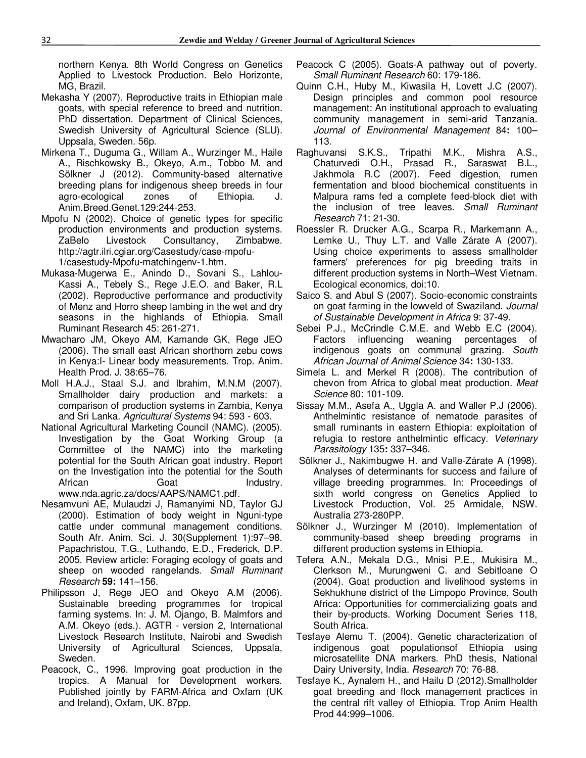northern Kenya. 8th World Congress on Genetics Applied to Livestock Production. Belo Horizonte, MG, Brazil.

Mekasha Y (2007). Reproductive traits in Ethiopian male goats, with special reference to breed and nutrition. PhD dissertation. Department of Clinical Sciences, Swedish University of Agricultural Science (SLU). Uppsala, Sweden. 56p.

Mirkena T., Duguma G., Willam A., Wurzinger M., Haile A., Rischkowsky B., Okeyo, A.m., Tobbo M. and Sölkner J (2012). Community-based alternative breeding plans for indigenous sheep breeds in four agro-ecological zones of Ethiopia. J. Anim.Breed.Genet.129:244-253.

Mpofu N (2002). Choice of genetic types for specific production environments and production systems. ZaBelo Livestock Consultancy, Zimbabwe. http://agtr.ilri.cgiar.org/Casestudy/case-mpofu-1/casestudy-Mpofu-matchingenv-1.htm.

Mukasa-Mugerwa E., Anindo D., Sovani S., Lahlou-Kassi A., Tebely S., Rege J.E.O. and Baker, R.L (2002). Reproductive performance and productivity of Menz and Horro sheep lambing in the wet and dry seasons in the highlands of Ethiopia. Small Ruminant Research 45: 261-271.

Mwacharo JM, Okeyo AM, Kamande GK, Rege JEO (2006). The small east African shorthorn zebu cows in Kenya:I- Linear body measurements. Trop. Anim. Health Prod. J. 38:65–76.

Moll H.A.J., Staal S.J. and Ibrahim, M.N.M (2007). Smallholder dairy production and markets: a comparison of production systems in Zambia, Kenya and Sri Lanka. *Agricultural Systems* 94: 593 - 603.

National Agricultural Marketing Council (NAMC). (2005). Investigation by the Goat Working Group (a Committee of the NAMC) into the marketing potential for the South African goat industry. Report on the Investigation into the potential for the South African Goat Industry. www.nda.agric.za/docs/AAPS/NAMC1.pdf.

Nesamvuni AE, Mulaudzi J, Ramanyimi ND, Taylor GJ (2000). Estimation of body weight in Nguni-type cattle under communal management conditions. South Afr. Anim. Sci. J. 30(Supplement 1):97–98. Papachristou, T.G., Luthando, E.D., Frederick, D.P. 2005. Review article: Foraging ecology of goats and sheep on wooded rangelands. *Small Ruminant Research* **59:** 141–156.

Philipsson J, Rege JEO and Okeyo A.M (2006). Sustainable breeding programmes for tropical farming systems. In: J. M. Ojango, B. Malmfors and A.M. Okeyo (eds.). AGTR - version 2, International Livestock Research Institute, Nairobi and Swedish University of Agricultural Sciences, Uppsala, Sweden.

Peacock, C., 1996. Improving goat production in the tropics. A Manual for Development workers. Published jointly by FARM-Africa and Oxfam (UK and Ireland), Oxfam, UK. 87pp.

Peacock C (2005). Goats-A pathway out of poverty. *Small Ruminant Research* 60: 179-186.

Quinn C.H., Huby M., Kiwasila H, Lovett J.C (2007). Design principles and common pool resource management: An institutional approach to evaluating community management in semi-arid Tanzania. *Journal of Environmental Management* 84**:** 100–113.

Raghuvansi S.K.S., Tripathi M.K., Mishra A.S., Chaturvedi O.H., Prasad R., Saraswat B.L., Jakhmola R.C (2007). Feed digestion, rumen fermentation and blood biochemical constituents in Malpura rams fed a complete feed-block diet with the inclusion of tree leaves. *Small Ruminant Research* 71: 21-30.

Roessler R. Drucker A.G., Scarpa R., Markemann A., Lemke U., Thuy L.T. and Valle Zárate A (2007). Using choice experiments to assess smallholder farmers' preferences for pig breeding traits in different production systems in North–West Vietnam. Ecological economics, doi:10.

Saico S. and Abul S (2007). Socio-economic constraints on goat farming in the lowveld of Swaziland. *Journal of Sustainable Development in Africa* 9: 37-49.

Sebei P.J., McCrindle C.M.E. and Webb E.C (2004). Factors influencing weaning percentages of indigenous goats on communal grazing. *South African Journal of Animal Science* 34**:** 130-133.

Simela L. and Merkel R (2008). The contribution of chevon from Africa to global meat production. *Meat Science* 80: 101-109.

Sissay M.M., Asefa A., Uggla A. and Waller P.J (2006). Anthelmintic resistance of nematode parasites of small ruminants in eastern Ethiopia: exploitation of refugia to restore anthelmintic efficacy. *Veterinary Parasitology* 135**:** 337–346.

Sölkner J., Nakimbugwe H. and Valle-Zárate A (1998). Analyses of determinants for success and failure of village breeding programmes. In: Proceedings of sixth world congress on Genetics Applied to Livestock Production, Vol. 25 Armidale, NSW. Australia 273-280PP.

Sőlkner J., Wurzinger M (2010). Implementation of community-based sheep breeding programs in different production systems in Ethiopia.

Tefera A.N., Mekala D.G., Mnisi P.E., Mukisira M., Clerkson M., Murungweni C. and Sebitloane O (2004). Goat production and livelihood systems in Sekhukhune district of the Limpopo Province, South Africa: Opportunities for commercializing goats and their by-products. Working Document Series 118, South Africa.

Tesfaye Alemu T. (2004). Genetic characterization of indigenous goat populationsof Ethiopia using microsatellite DNA markers. PhD thesis, National Dairy University, India. *Research* 70: 76-88.

Tesfaye K., Aynalem H., and Hailu D (2012).Smallholder goat breeding and flock management practices in the central rift valley of Ethiopia. Trop Anim Health Prod 44:999–1006.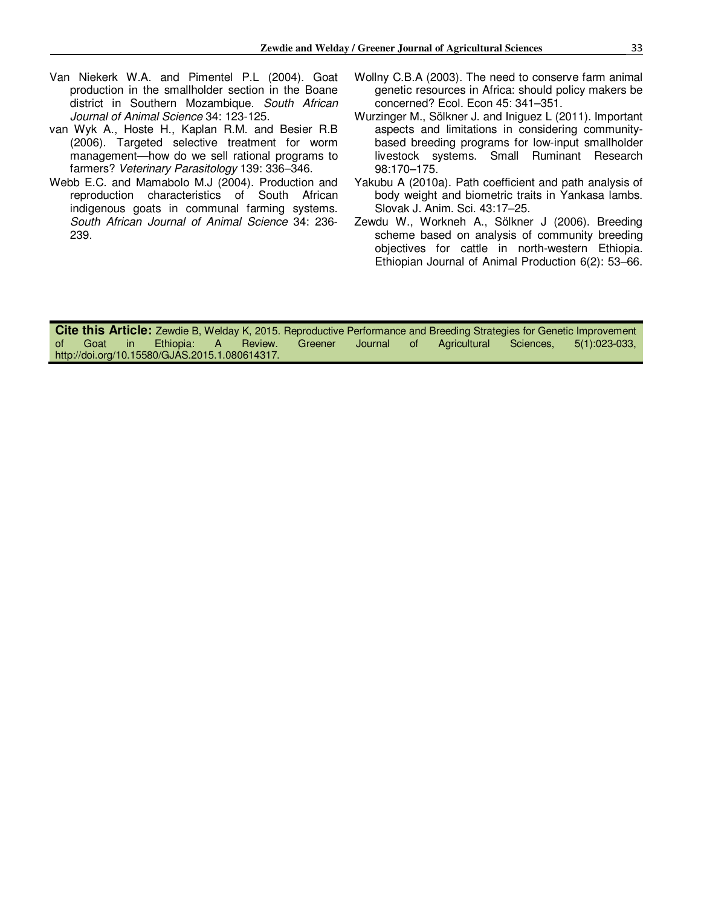Van Niekerk W.A. and Pimentel P.L (2004). Goat production in the smallholder section in the Boane district in Southern Mozambique. *South African Journal of Animal Science* 34: 123-125.

van Wyk A., Hoste H., Kaplan R.M. and Besier R.B (2006). Targeted selective treatment for worm management—how do we sell rational programs to farmers? *Veterinary Parasitology* 139: 336–346.

Webb E.C. and Mamabolo M.J (2004). Production and reproduction characteristics of South African indigenous goats in communal farming systems. *South African Journal of Animal Science* 34: 236-239.

Wollny C.B.A (2003). The need to conserve farm animal genetic resources in Africa: should policy makers be concerned? Ecol. Econ 45: 341–351.

Wurzinger M., Sölkner J. and Iniguez L (2011). Important aspects and limitations in considering community-based breeding programs for low-input smallholder livestock systems. Small Ruminant Research 98:170–175.

Yakubu A (2010a). Path coefficient and path analysis of body weight and biometric traits in Yankasa lambs. Slovak J. Anim. Sci. 43:17–25.

Zewdu W., Workneh A., Sölkner J (2006). Breeding scheme based on analysis of community breeding objectives for cattle in north-western Ethiopia. Ethiopian Journal of Animal Production 6(2): 53–66.

**Cite this Article:** Zewdie B, Welday K, 2015. Reproductive Performance and Breeding Strategies for Genetic Improvement of Goat in Ethiopia: A Review. Greener Journal of Agricultural Sciences, 5(1):023-033, http://doi.org/10.15580/GJAS.2015.1.080614317.